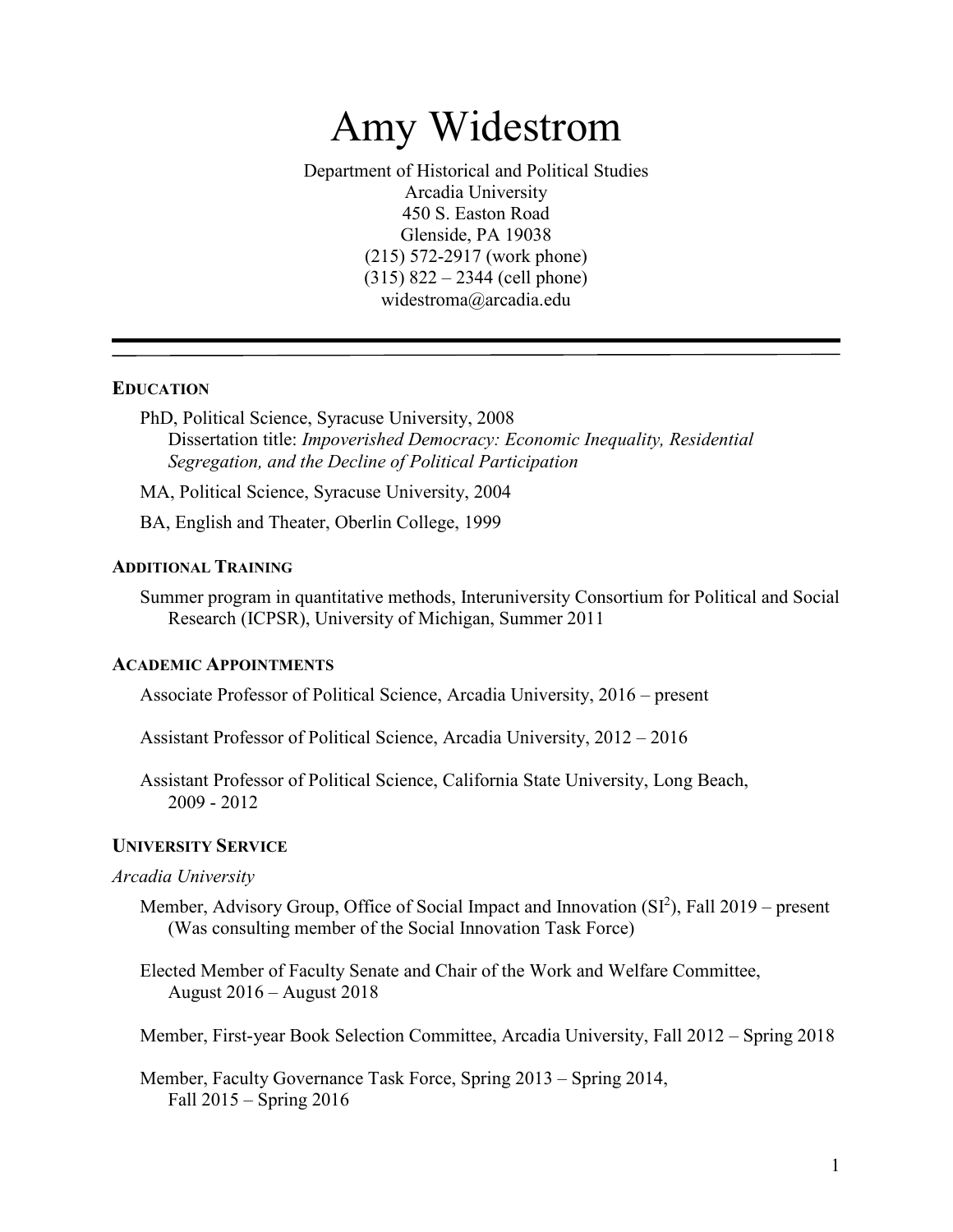# Amy Widestrom

Department of Historical and Political Studies
Arcadia University
450 S. Easton Road
Glenside, PA 19038
(215) 572-2917 (work phone)
(315) 822 – 2344 (cell phone)
widestroma@arcadia.edu

---

## EDUCATION

PhD, Political Science, Syracuse University, 2008
Dissertation title: *Impoverished Democracy: Economic Inequality, Residential Segregation, and the Decline of Political Participation*

MA, Political Science, Syracuse University, 2004

BA, English and Theater, Oberlin College, 1999

## ADDITIONAL TRAINING

Summer program in quantitative methods, Interuniversity Consortium for Political and Social Research (ICPSR), University of Michigan, Summer 2011

## ACADEMIC APPOINTMENTS

Associate Professor of Political Science, Arcadia University, 2016 – present

Assistant Professor of Political Science, Arcadia University, 2012 – 2016

Assistant Professor of Political Science, California State University, Long Beach, 2009 - 2012

## UNIVERSITY SERVICE

*Arcadia University*

Member, Advisory Group, Office of Social Impact and Innovation ($SI^2$), Fall 2019 – present
(Was consulting member of the Social Innovation Task Force)

Elected Member of Faculty Senate and Chair of the Work and Welfare Committee, August 2016 – August 2018

Member, First-year Book Selection Committee, Arcadia University, Fall 2012 – Spring 2018

Member, Faculty Governance Task Force, Spring 2013 – Spring 2014, Fall 2015 – Spring 2016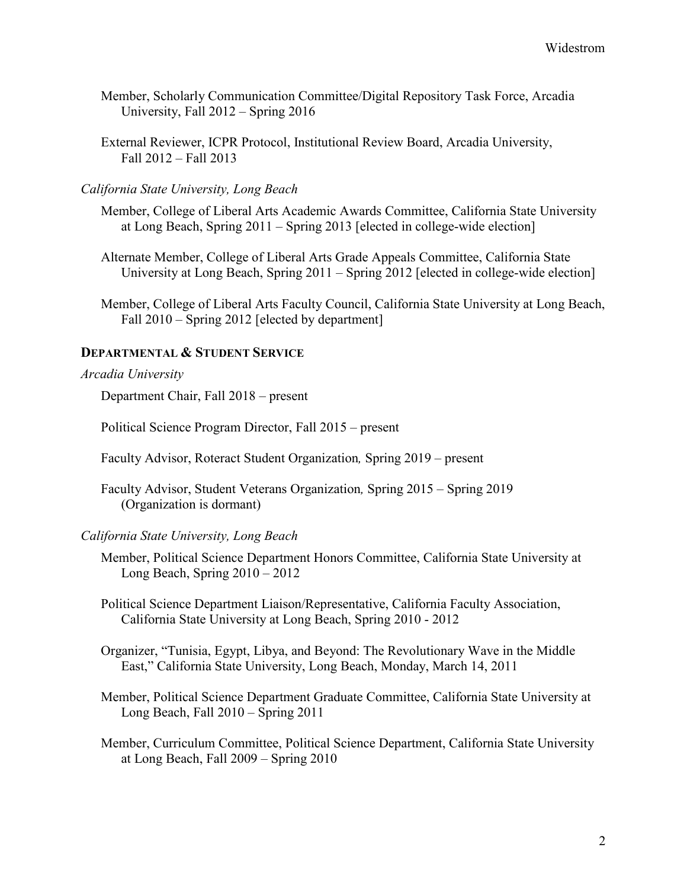Member, Scholarly Communication Committee/Digital Repository Task Force, Arcadia University, Fall 2012 – Spring 2016

External Reviewer, ICPR Protocol, Institutional Review Board, Arcadia University, Fall 2012 – Fall 2013

*California State University, Long Beach*

Member, College of Liberal Arts Academic Awards Committee, California State University at Long Beach, Spring 2011 – Spring 2013 [elected in college-wide election]

Alternate Member, College of Liberal Arts Grade Appeals Committee, California State University at Long Beach, Spring 2011 – Spring 2012 [elected in college-wide election]

Member, College of Liberal Arts Faculty Council, California State University at Long Beach, Fall 2010 – Spring 2012 [elected by department]

### DEPARTMENTAL & STUDENT SERVICE

*Arcadia University*

Department Chair, Fall 2018 – present

Political Science Program Director, Fall 2015 – present

Faculty Advisor, Roteract Student Organization*,* Spring 2019 – present

Faculty Advisor, Student Veterans Organization*,* Spring 2015 – Spring 2019 (Organization is dormant)

*California State University, Long Beach*

Member, Political Science Department Honors Committee, California State University at Long Beach, Spring 2010 – 2012

Political Science Department Liaison/Representative, California Faculty Association, California State University at Long Beach, Spring 2010 - 2012

Organizer, "Tunisia, Egypt, Libya, and Beyond: The Revolutionary Wave in the Middle East," California State University, Long Beach, Monday, March 14, 2011

Member, Political Science Department Graduate Committee, California State University at Long Beach, Fall 2010 – Spring 2011

Member, Curriculum Committee, Political Science Department, California State University at Long Beach, Fall 2009 – Spring 2010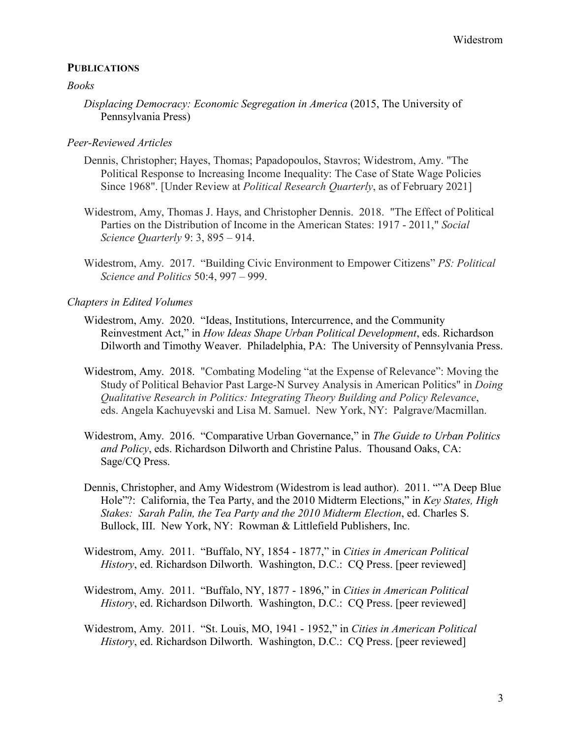## PUBLICATIONS

### *Books*

*Displacing Democracy: Economic Segregation in America* (2015, The University of Pennsylvania Press)

### *Peer-Reviewed Articles*

Dennis, Christopher; Hayes, Thomas; Papadopoulos, Stavros; Widestrom, Amy. "The Political Response to Increasing Income Inequality: The Case of State Wage Policies Since 1968". [Under Review at *Political Research Quarterly*, as of February 2021]

Widestrom, Amy, Thomas J. Hays, and Christopher Dennis. 2018. "The Effect of Political Parties on the Distribution of Income in the American States: 1917 - 2011," *Social Science Quarterly* 9: 3, 895 – 914.

Widestrom, Amy. 2017. "Building Civic Environment to Empower Citizens" *PS: Political Science and Politics* 50:4, 997 – 999.

### *Chapters in Edited Volumes*

Widestrom, Amy. 2020. "Ideas, Institutions, Intercurrence, and the Community Reinvestment Act," in *How Ideas Shape Urban Political Development*, eds. Richardson Dilworth and Timothy Weaver. Philadelphia, PA: The University of Pennsylvania Press.

Widestrom, Amy. 2018. "Combating Modeling "at the Expense of Relevance": Moving the Study of Political Behavior Past Large-N Survey Analysis in American Politics" in *Doing Qualitative Research in Politics: Integrating Theory Building and Policy Relevance*, eds. Angela Kachuyevski and Lisa M. Samuel. New York, NY: Palgrave/Macmillan.

Widestrom, Amy. 2016. "Comparative Urban Governance," in *The Guide to Urban Politics and Policy*, eds. Richardson Dilworth and Christine Palus. Thousand Oaks, CA: Sage/CQ Press.

Dennis, Christopher, and Amy Widestrom (Widestrom is lead author). 2011. ""A Deep Blue Hole"?: California, the Tea Party, and the 2010 Midterm Elections," in *Key States, High Stakes: Sarah Palin, the Tea Party and the 2010 Midterm Election*, ed. Charles S. Bullock, III. New York, NY: Rowman & Littlefield Publishers, Inc.

Widestrom, Amy. 2011. "Buffalo, NY, 1854 - 1877," in *Cities in American Political History*, ed. Richardson Dilworth. Washington, D.C.: CQ Press. [peer reviewed]

Widestrom, Amy. 2011. "Buffalo, NY, 1877 - 1896," in *Cities in American Political History*, ed. Richardson Dilworth. Washington, D.C.: CQ Press. [peer reviewed]

Widestrom, Amy. 2011. "St. Louis, MO, 1941 - 1952," in *Cities in American Political History*, ed. Richardson Dilworth. Washington, D.C.: CQ Press. [peer reviewed]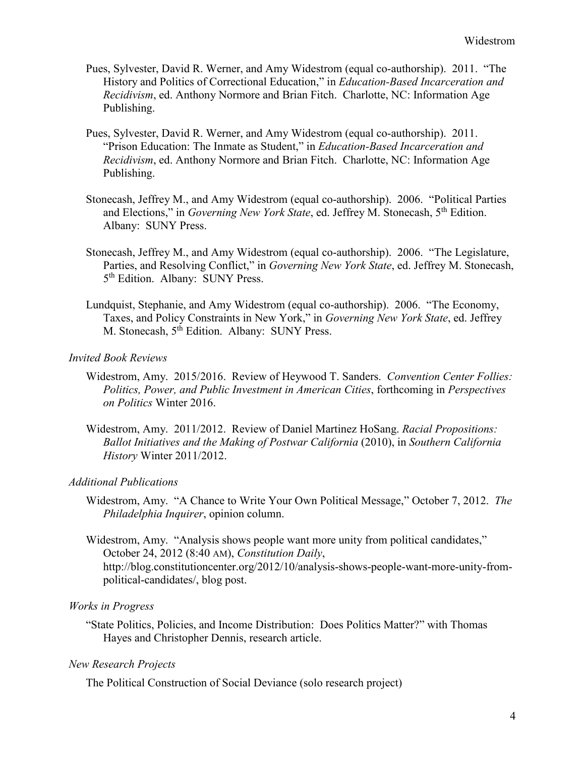Pues, Sylvester, David R. Werner, and Amy Widestrom (equal co-authorship). 2011. "The History and Politics of Correctional Education," in *Education-Based Incarceration and Recidivism*, ed. Anthony Normore and Brian Fitch. Charlotte, NC: Information Age Publishing.

Pues, Sylvester, David R. Werner, and Amy Widestrom (equal co-authorship). 2011. "Prison Education: The Inmate as Student," in *Education-Based Incarceration and Recidivism*, ed. Anthony Normore and Brian Fitch. Charlotte, NC: Information Age Publishing.

Stonecash, Jeffrey M., and Amy Widestrom (equal co-authorship). 2006. "Political Parties and Elections," in *Governing New York State*, ed. Jeffrey M. Stonecash, 5th Edition. Albany: SUNY Press.

Stonecash, Jeffrey M., and Amy Widestrom (equal co-authorship). 2006. "The Legislature, Parties, and Resolving Conflict," in *Governing New York State*, ed. Jeffrey M. Stonecash, 5th Edition. Albany: SUNY Press.

Lundquist, Stephanie, and Amy Widestrom (equal co-authorship). 2006. "The Economy, Taxes, and Policy Constraints in New York," in *Governing New York State*, ed. Jeffrey M. Stonecash, 5th Edition. Albany: SUNY Press.

*Invited Book Reviews*

Widestrom, Amy. 2015/2016. Review of Heywood T. Sanders. *Convention Center Follies: Politics, Power, and Public Investment in American Cities*, forthcoming in *Perspectives on Politics* Winter 2016.

Widestrom, Amy. 2011/2012. Review of Daniel Martinez HoSang. *Racial Propositions: Ballot Initiatives and the Making of Postwar California* (2010), in *Southern California History* Winter 2011/2012.

*Additional Publications*

Widestrom, Amy. "A Chance to Write Your Own Political Message," October 7, 2012. *The Philadelphia Inquirer*, opinion column.

Widestrom, Amy. "Analysis shows people want more unity from political candidates," October 24, 2012 (8:40 AM), *Constitution Daily*, http://blog.constitutioncenter.org/2012/10/analysis-shows-people-want-more-unity-from-political-candidates/, blog post.

*Works in Progress*

"State Politics, Policies, and Income Distribution: Does Politics Matter?" with Thomas Hayes and Christopher Dennis, research article.

*New Research Projects*

The Political Construction of Social Deviance (solo research project)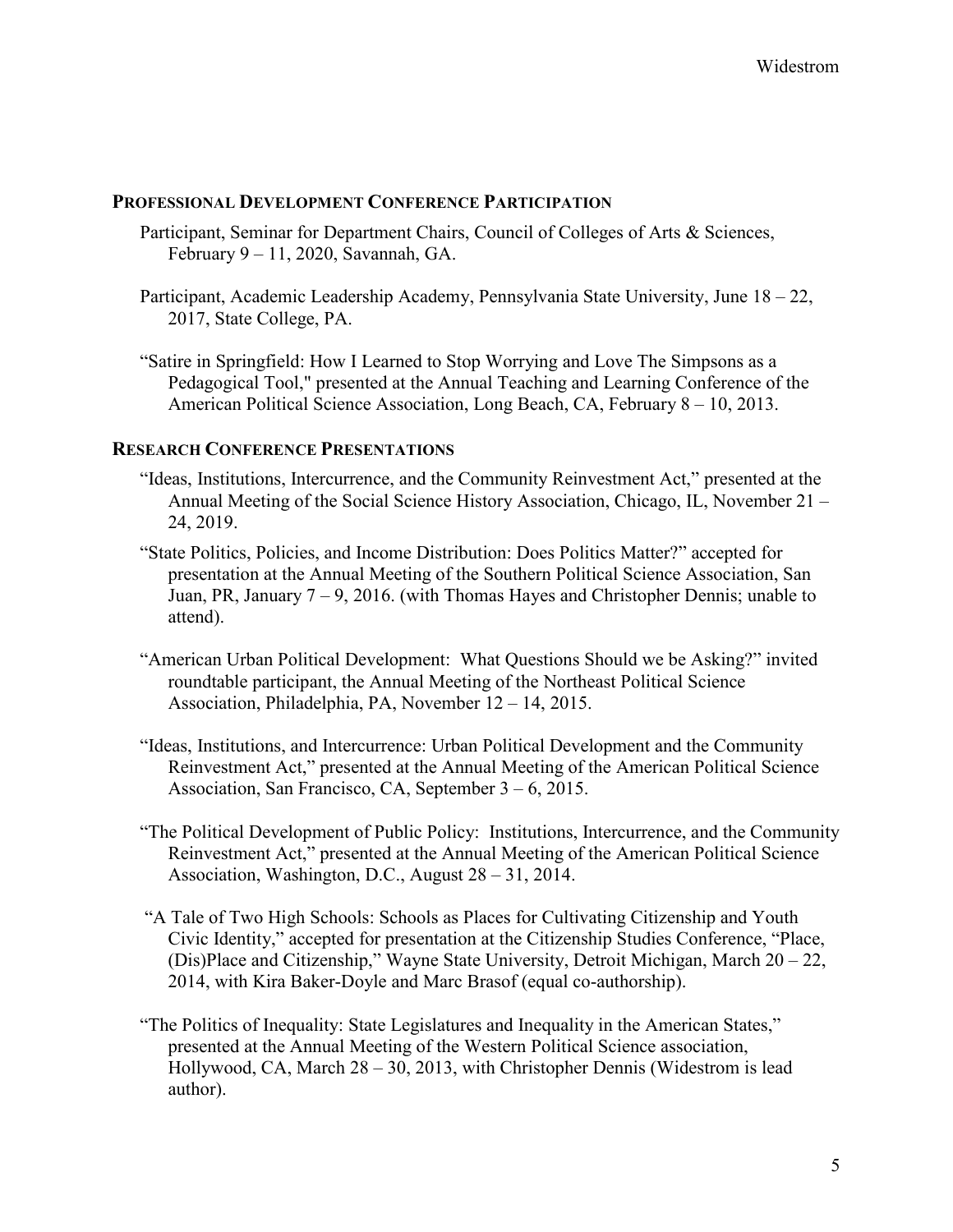## PROFESSIONAL DEVELOPMENT CONFERENCE PARTICIPATION

Participant, Seminar for Department Chairs, Council of Colleges of Arts & Sciences, February 9 – 11, 2020, Savannah, GA.

Participant, Academic Leadership Academy, Pennsylvania State University, June 18 – 22, 2017, State College, PA.

"Satire in Springfield: How I Learned to Stop Worrying and Love The Simpsons as a Pedagogical Tool," presented at the Annual Teaching and Learning Conference of the American Political Science Association, Long Beach, CA, February 8 – 10, 2013.

## RESEARCH CONFERENCE PRESENTATIONS

"Ideas, Institutions, Intercurrence, and the Community Reinvestment Act," presented at the Annual Meeting of the Social Science History Association, Chicago, IL, November 21 – 24, 2019.

"State Politics, Policies, and Income Distribution: Does Politics Matter?" accepted for presentation at the Annual Meeting of the Southern Political Science Association, San Juan, PR, January 7 – 9, 2016. (with Thomas Hayes and Christopher Dennis; unable to attend).

"American Urban Political Development: What Questions Should we be Asking?" invited roundtable participant, the Annual Meeting of the Northeast Political Science Association, Philadelphia, PA, November 12 – 14, 2015.

"Ideas, Institutions, and Intercurrence: Urban Political Development and the Community Reinvestment Act," presented at the Annual Meeting of the American Political Science Association, San Francisco, CA, September 3 – 6, 2015.

"The Political Development of Public Policy: Institutions, Intercurrence, and the Community Reinvestment Act," presented at the Annual Meeting of the American Political Science Association, Washington, D.C., August 28 – 31, 2014.

"A Tale of Two High Schools: Schools as Places for Cultivating Citizenship and Youth Civic Identity," accepted for presentation at the Citizenship Studies Conference, "Place, (Dis)Place and Citizenship," Wayne State University, Detroit Michigan, March 20 – 22, 2014, with Kira Baker-Doyle and Marc Brasof (equal co-authorship).

"The Politics of Inequality: State Legislatures and Inequality in the American States," presented at the Annual Meeting of the Western Political Science association, Hollywood, CA, March 28 – 30, 2013, with Christopher Dennis (Widestrom is lead author).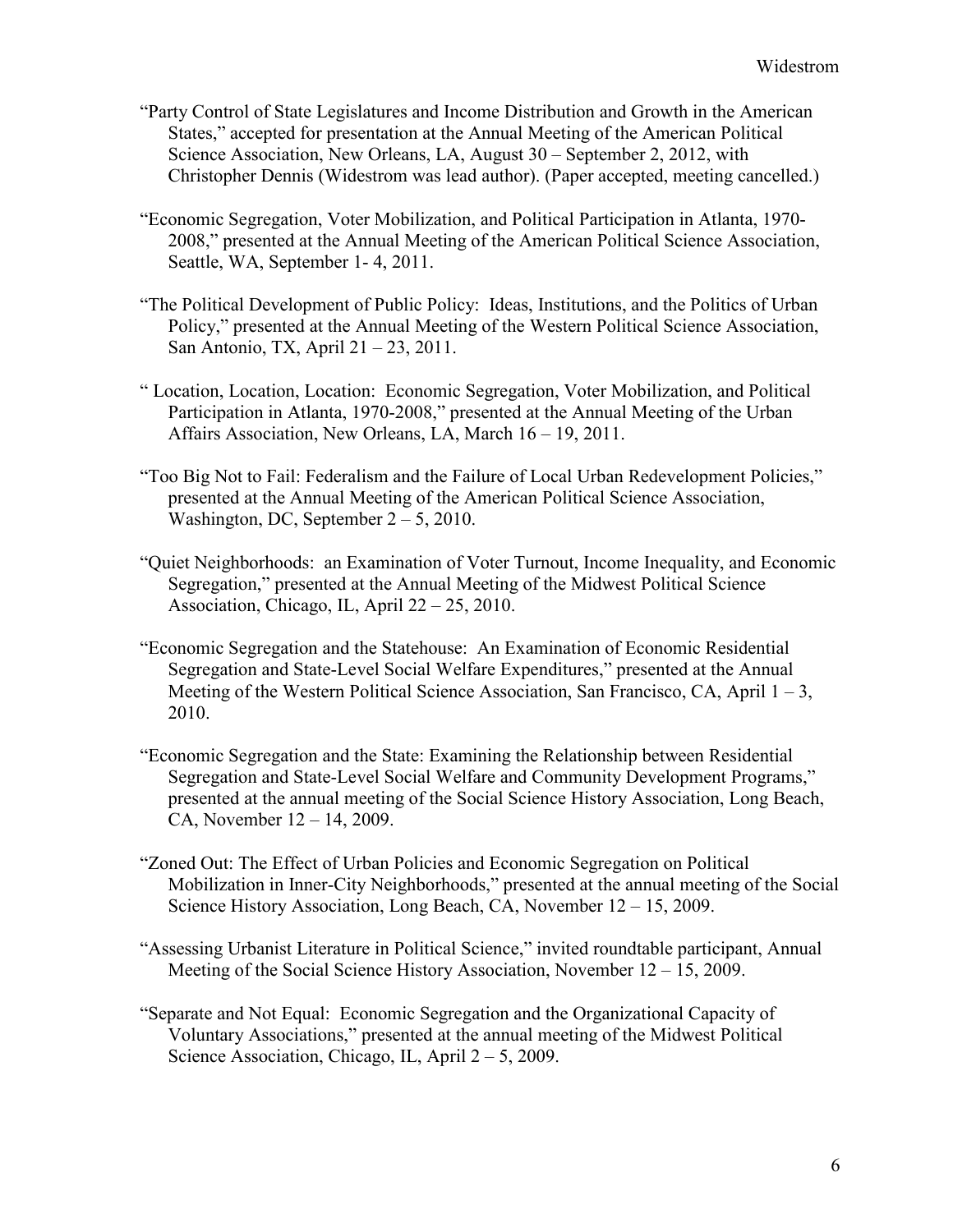"Party Control of State Legislatures and Income Distribution and Growth in the American States," accepted for presentation at the Annual Meeting of the American Political Science Association, New Orleans, LA, August 30 – September 2, 2012, with Christopher Dennis (Widestrom was lead author). (Paper accepted, meeting cancelled.)

"Economic Segregation, Voter Mobilization, and Political Participation in Atlanta, 1970-2008," presented at the Annual Meeting of the American Political Science Association, Seattle, WA, September 1- 4, 2011.

"The Political Development of Public Policy: Ideas, Institutions, and the Politics of Urban Policy," presented at the Annual Meeting of the Western Political Science Association, San Antonio, TX, April 21 – 23, 2011.

" Location, Location, Location: Economic Segregation, Voter Mobilization, and Political Participation in Atlanta, 1970-2008," presented at the Annual Meeting of the Urban Affairs Association, New Orleans, LA, March 16 – 19, 2011.

"Too Big Not to Fail: Federalism and the Failure of Local Urban Redevelopment Policies," presented at the Annual Meeting of the American Political Science Association, Washington, DC, September 2 – 5, 2010.

"Quiet Neighborhoods: an Examination of Voter Turnout, Income Inequality, and Economic Segregation," presented at the Annual Meeting of the Midwest Political Science Association, Chicago, IL, April 22 – 25, 2010.

"Economic Segregation and the Statehouse: An Examination of Economic Residential Segregation and State-Level Social Welfare Expenditures," presented at the Annual Meeting of the Western Political Science Association, San Francisco, CA, April 1 – 3, 2010.

"Economic Segregation and the State: Examining the Relationship between Residential Segregation and State-Level Social Welfare and Community Development Programs," presented at the annual meeting of the Social Science History Association, Long Beach, CA, November 12 – 14, 2009.

"Zoned Out: The Effect of Urban Policies and Economic Segregation on Political Mobilization in Inner-City Neighborhoods," presented at the annual meeting of the Social Science History Association, Long Beach, CA, November 12 – 15, 2009.

"Assessing Urbanist Literature in Political Science," invited roundtable participant, Annual Meeting of the Social Science History Association, November 12 – 15, 2009.

"Separate and Not Equal: Economic Segregation and the Organizational Capacity of Voluntary Associations," presented at the annual meeting of the Midwest Political Science Association, Chicago, IL, April 2 – 5, 2009.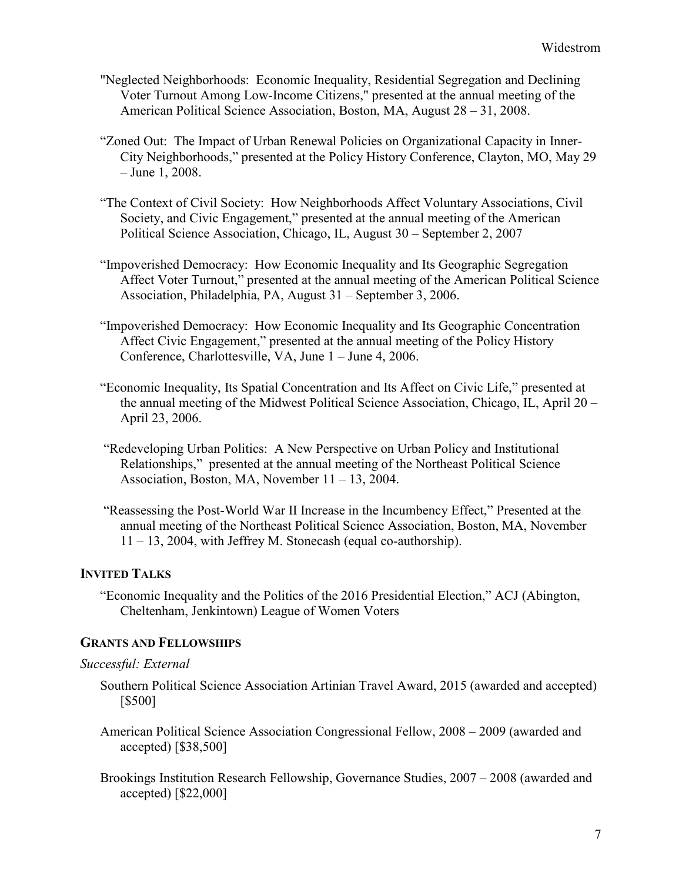"Neglected Neighborhoods: Economic Inequality, Residential Segregation and Declining Voter Turnout Among Low-Income Citizens," presented at the annual meeting of the American Political Science Association, Boston, MA, August 28 – 31, 2008.

"Zoned Out: The Impact of Urban Renewal Policies on Organizational Capacity in Inner-City Neighborhoods," presented at the Policy History Conference, Clayton, MO, May 29 – June 1, 2008.

"The Context of Civil Society: How Neighborhoods Affect Voluntary Associations, Civil Society, and Civic Engagement," presented at the annual meeting of the American Political Science Association, Chicago, IL, August 30 – September 2, 2007

"Impoverished Democracy: How Economic Inequality and Its Geographic Segregation Affect Voter Turnout," presented at the annual meeting of the American Political Science Association, Philadelphia, PA, August 31 – September 3, 2006.

"Impoverished Democracy: How Economic Inequality and Its Geographic Concentration Affect Civic Engagement," presented at the annual meeting of the Policy History Conference, Charlottesville, VA, June 1 – June 4, 2006.

"Economic Inequality, Its Spatial Concentration and Its Affect on Civic Life," presented at the annual meeting of the Midwest Political Science Association, Chicago, IL, April 20 – April 23, 2006.

"Redeveloping Urban Politics: A New Perspective on Urban Policy and Institutional Relationships," presented at the annual meeting of the Northeast Political Science Association, Boston, MA, November 11 – 13, 2004.

"Reassessing the Post-World War II Increase in the Incumbency Effect," Presented at the annual meeting of the Northeast Political Science Association, Boston, MA, November 11 – 13, 2004, with Jeffrey M. Stonecash (equal co-authorship).

## INVITED TALKS

"Economic Inequality and the Politics of the 2016 Presidential Election," ACJ (Abington, Cheltenham, Jenkintown) League of Women Voters

## GRANTS AND FELLOWSHIPS

*Successful: External*

Southern Political Science Association Artinian Travel Award, 2015 (awarded and accepted) [$500]

American Political Science Association Congressional Fellow, 2008 – 2009 (awarded and accepted) [$38,500]

Brookings Institution Research Fellowship, Governance Studies, 2007 – 2008 (awarded and accepted) [$22,000]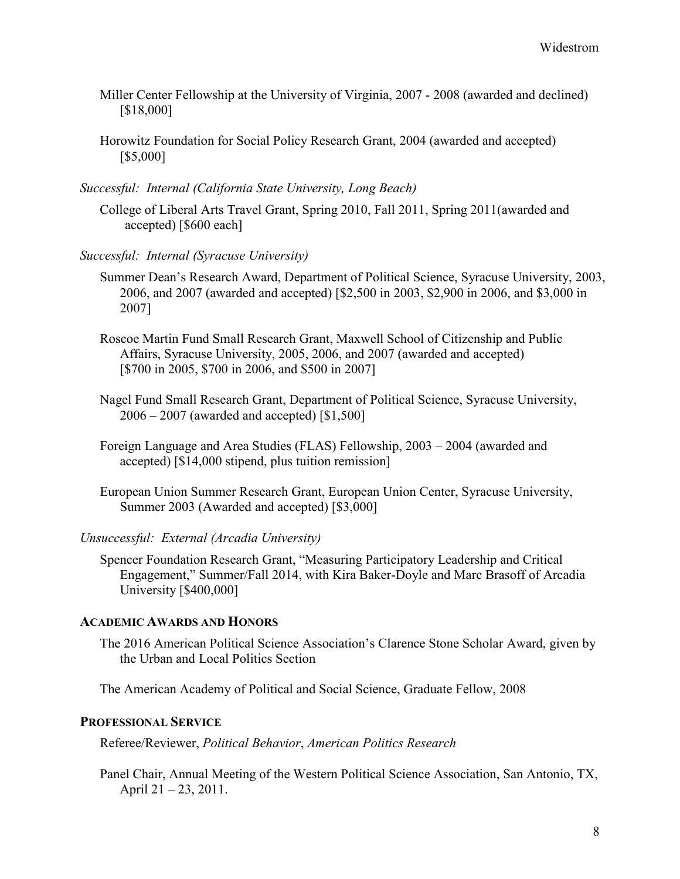Miller Center Fellowship at the University of Virginia, 2007 - 2008 (awarded and declined) [$18,000]

Horowitz Foundation for Social Policy Research Grant, 2004 (awarded and accepted) [$5,000]

*Successful: Internal (California State University, Long Beach)*

College of Liberal Arts Travel Grant, Spring 2010, Fall 2011, Spring 2011(awarded and accepted) [$600 each]

*Successful: Internal (Syracuse University)*

Summer Dean's Research Award, Department of Political Science, Syracuse University, 2003, 2006, and 2007 (awarded and accepted) [$2,500 in 2003, $2,900 in 2006, and $3,000 in 2007]

Roscoe Martin Fund Small Research Grant, Maxwell School of Citizenship and Public Affairs, Syracuse University, 2005, 2006, and 2007 (awarded and accepted) [$700 in 2005, $700 in 2006, and $500 in 2007]

Nagel Fund Small Research Grant, Department of Political Science, Syracuse University, 2006 – 2007 (awarded and accepted) [$1,500]

Foreign Language and Area Studies (FLAS) Fellowship, 2003 – 2004 (awarded and accepted) [$14,000 stipend, plus tuition remission]

European Union Summer Research Grant, European Union Center, Syracuse University, Summer 2003 (Awarded and accepted) [$3,000]

*Unsuccessful: External (Arcadia University)*

Spencer Foundation Research Grant, "Measuring Participatory Leadership and Critical Engagement," Summer/Fall 2014, with Kira Baker-Doyle and Marc Brasoff of Arcadia University [$400,000]

## ACADEMIC AWARDS AND HONORS

The 2016 American Political Science Association's Clarence Stone Scholar Award, given by the Urban and Local Politics Section

The American Academy of Political and Social Science, Graduate Fellow, 2008

## PROFESSIONAL SERVICE

Referee/Reviewer, *Political Behavior*, *American Politics Research*

Panel Chair, Annual Meeting of the Western Political Science Association, San Antonio, TX, April 21 – 23, 2011.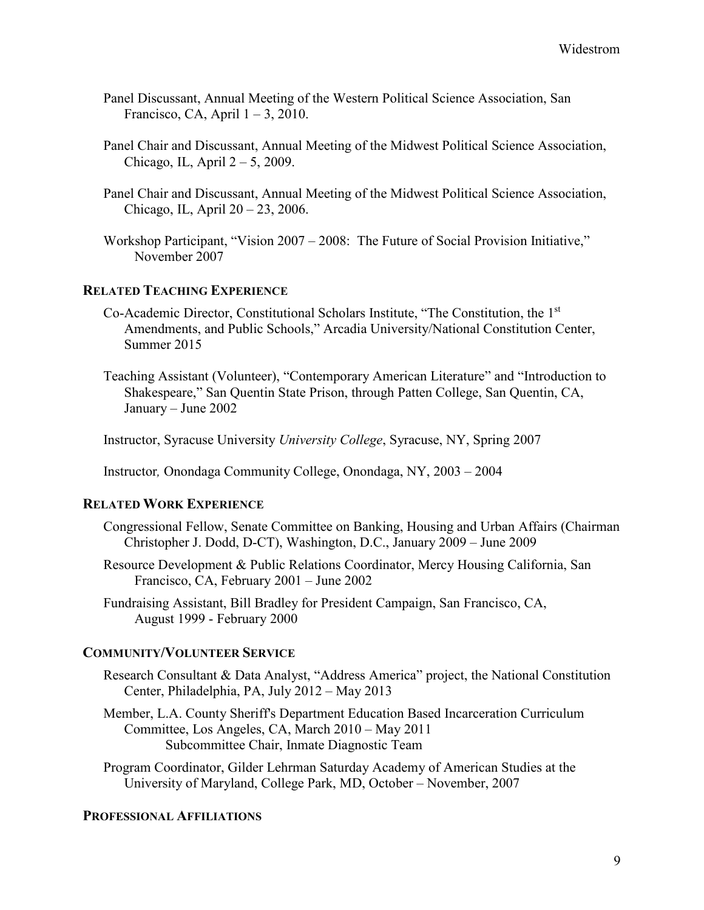Panel Discussant, Annual Meeting of the Western Political Science Association, San Francisco, CA, April 1 – 3, 2010.

Panel Chair and Discussant, Annual Meeting of the Midwest Political Science Association, Chicago, IL, April 2 – 5, 2009.

Panel Chair and Discussant, Annual Meeting of the Midwest Political Science Association, Chicago, IL, April 20 – 23, 2006.

Workshop Participant, "Vision 2007 – 2008: The Future of Social Provision Initiative," November 2007

## Related Teaching Experience

Co-Academic Director, Constitutional Scholars Institute, "The Constitution, the 1st Amendments, and Public Schools," Arcadia University/National Constitution Center, Summer 2015

Teaching Assistant (Volunteer), "Contemporary American Literature" and "Introduction to Shakespeare," San Quentin State Prison, through Patten College, San Quentin, CA, January – June 2002

Instructor, Syracuse University *University College*, Syracuse, NY, Spring 2007

Instructor*,* Onondaga Community College, Onondaga, NY, 2003 – 2004

## Related Work Experience

Congressional Fellow, Senate Committee on Banking, Housing and Urban Affairs (Chairman Christopher J. Dodd, D-CT), Washington, D.C., January 2009 – June 2009

Resource Development & Public Relations Coordinator, Mercy Housing California, San Francisco, CA, February 2001 – June 2002

Fundraising Assistant, Bill Bradley for President Campaign, San Francisco, CA, August 1999 - February 2000

## Community/Volunteer Service

Research Consultant & Data Analyst, "Address America" project, the National Constitution Center, Philadelphia, PA, July 2012 – May 2013

Member, L.A. County Sheriff's Department Education Based Incarceration Curriculum Committee, Los Angeles, CA, March 2010 – May 2011
 Subcommittee Chair, Inmate Diagnostic Team

Program Coordinator, Gilder Lehrman Saturday Academy of American Studies at the University of Maryland, College Park, MD, October – November, 2007

## Professional Affiliations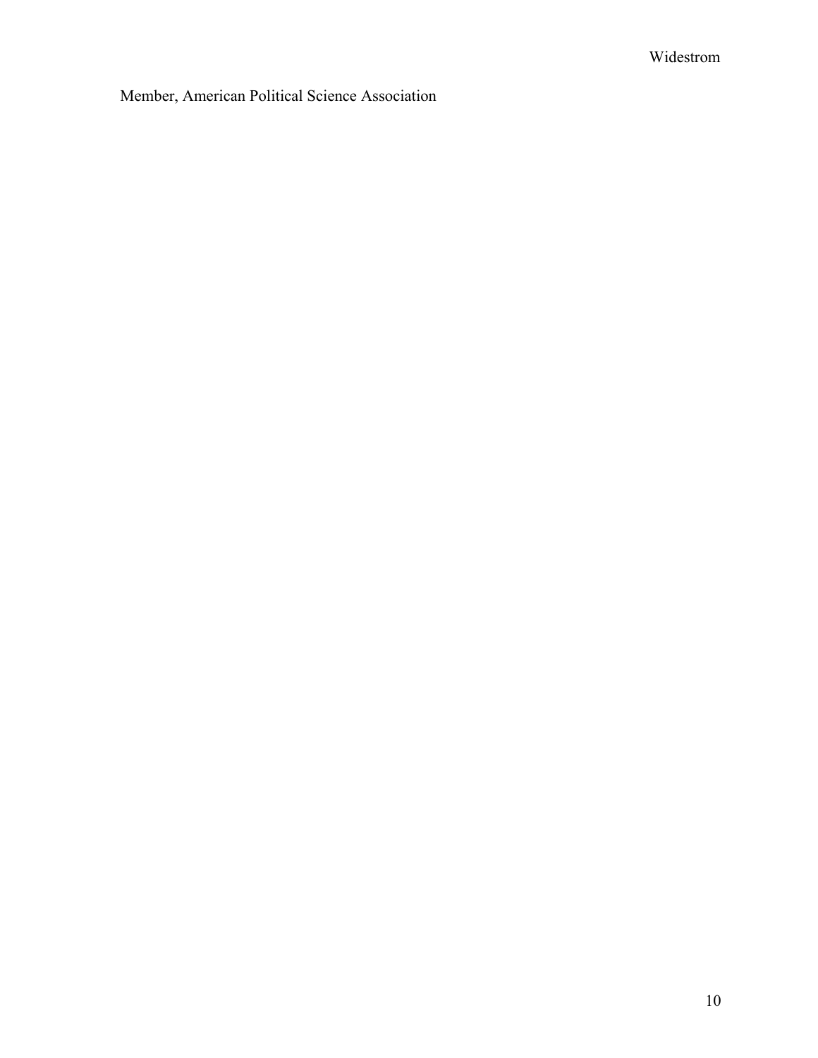Member, American Political Science Association